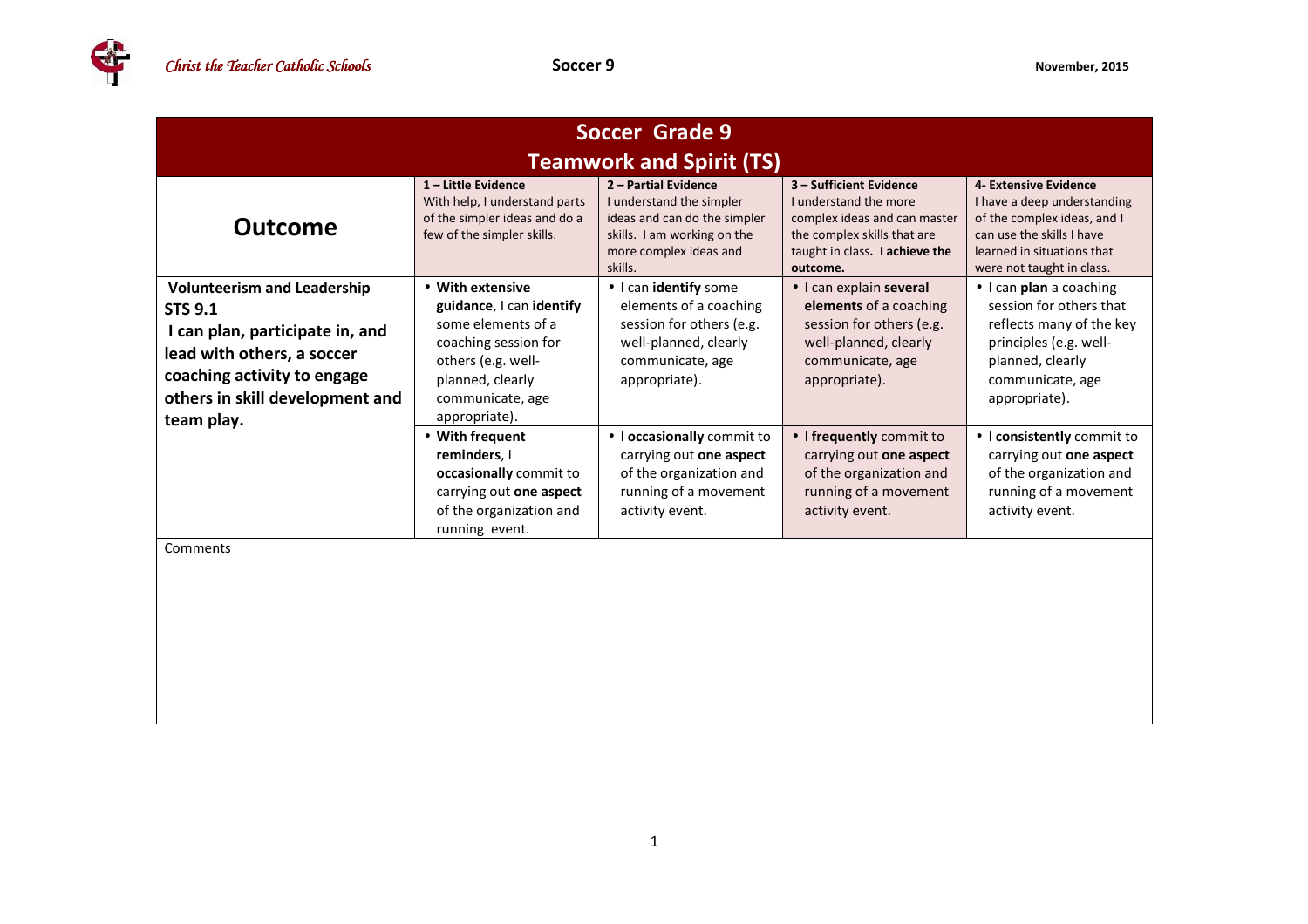# Soccer Grade 9

## Teamwork and Spirit (TS)

| Outcome | 1 – Little Evidence<br>With help, I understand parts of the simpler ideas and do a few of the simpler skills. | 2 – Partial Evidence<br>I understand the simpler ideas and can do the simpler skills. I am working on the more complex ideas and skills. | 3 – Sufficient Evidence<br>I understand the more complex ideas and can master the complex skills that are taught in class. **I achieve the outcome.** | 4- Extensive Evidence<br>I have a deep understanding of the complex ideas, and I can use the skills I have learned in situations that were not taught in class. |
|---|---|---|---|---|
| **Volunteerism and Leadership**<br>**STS 9.1**<br>**I can plan, participate in, and lead with others, a soccer coaching activity to engage others in skill development and team play.** | • **With extensive guidance**, I can **identify** some elements of a coaching session for others (e.g. well-planned, clearly communicate, age appropriate). | • I can **identify** some elements of a coaching session for others (e.g. well-planned, clearly communicate, age appropriate). | • I can explain **several elements** of a coaching session for others (e.g. well-planned, clearly communicate, age appropriate). | • I can **plan** a coaching session for others that reflects many of the key principles (e.g. well-planned, clearly communicate, age appropriate). |
| | • **With frequent reminders**, I **occasionally** commit to carrying out **one aspect** of the organization and running event. | • I **occasionally** commit to carrying out **one aspect** of the organization and running of a movement activity event. | • I **frequently** commit to carrying out **one aspect** of the organization and running of a movement activity event. | • I **consistently** commit to carrying out **one aspect** of the organization and running of a movement activity event. |

Comments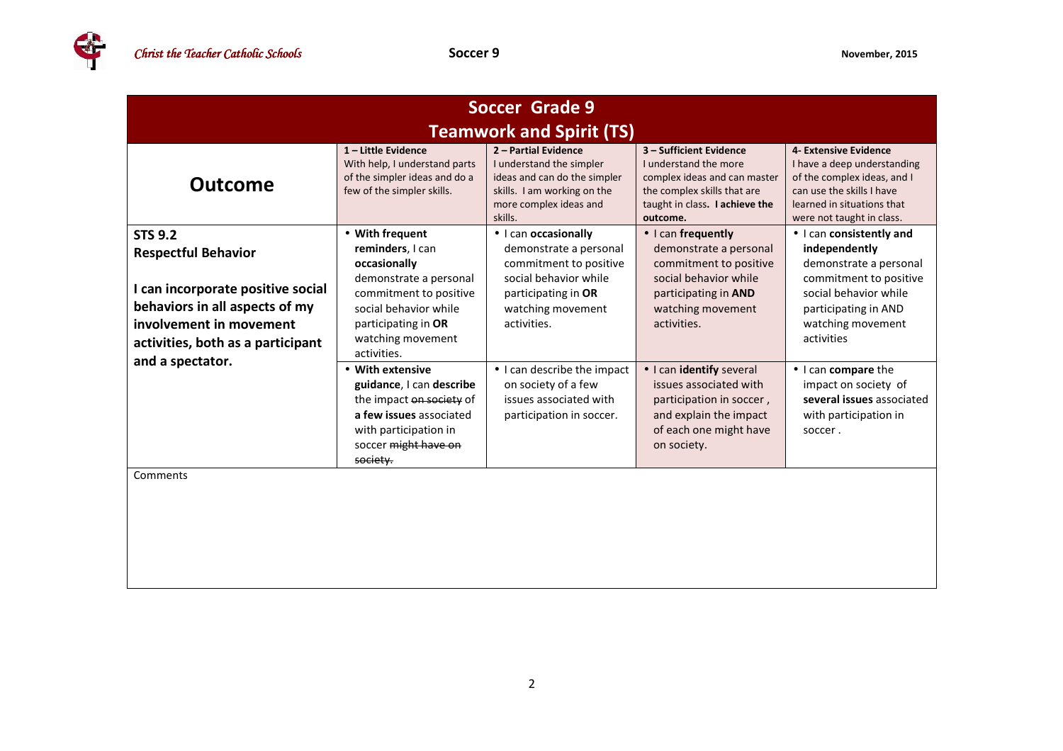## Soccer Grade 9
## Teamwork and Spirit (TS)

| Outcome | 1 – Little Evidence<br>With help, I understand parts of the simpler ideas and do a few of the simpler skills. | 2 – Partial Evidence<br>I understand the simpler ideas and can do the simpler skills. I am working on the more complex ideas and skills. | 3 – Sufficient Evidence<br>I understand the more complex ideas and can master the complex skills that are taught in class. **I achieve the outcome.** | 4- Extensive Evidence<br>I have a deep understanding of the complex ideas, and I can use the skills I have learned in situations that were not taught in class. |
|---|---|---|---|---|
| **STS 9.2**<br>**Respectful Behavior**<br><br>**I can incorporate positive social behaviors in all aspects of my involvement in movement activities, both as a participant and a spectator.** | • **With frequent reminders**, I can **occasionally** demonstrate a personal commitment to positive social behavior while participating in **OR** watching movement activities. | • I can **occasionally** demonstrate a personal commitment to positive social behavior while participating in **OR** watching movement activities. | • I can **frequently** demonstrate a personal commitment to positive social behavior while participating in **AND** watching movement activities. | • I can **consistently and independently** demonstrate a personal commitment to positive social behavior while participating in AND watching movement activities |
| | • **With extensive guidance**, I can **describe** the impact ~~on society~~ of **a few issues** associated with participation in soccer ~~might have on society.~~ | • I can describe the impact on society of a few issues associated with participation in soccer. | • I can **identify** several issues associated with participation in soccer , and explain the impact of each one might have on society. | • I can **compare** the impact on society of **several issues** associated with participation in soccer . |

Comments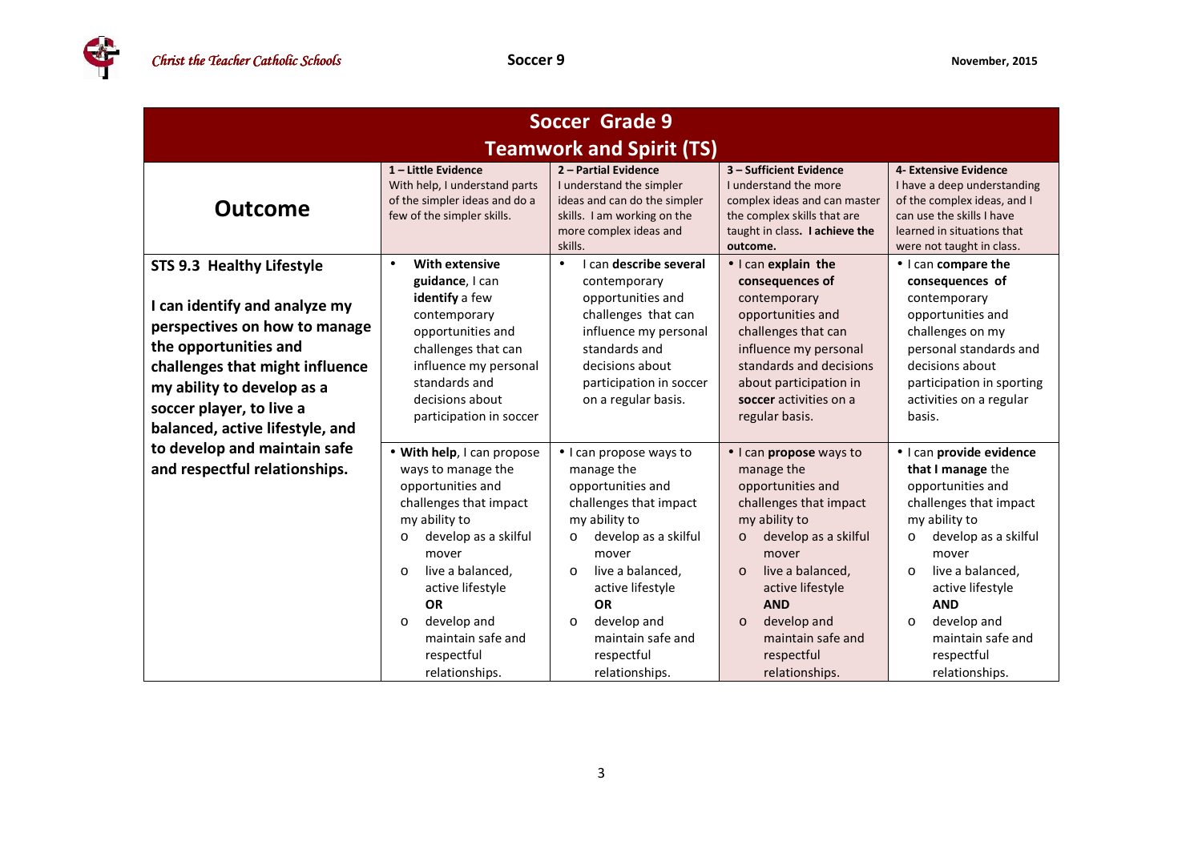# Soccer Grade 9

## Teamwork and Spirit (TS)

| Outcome | 1 – Little Evidence<br>With help, I understand parts of the simpler ideas and do a few of the simpler skills. | 2 – Partial Evidence<br>I understand the simpler ideas and can do the simpler skills. I am working on the more complex ideas and skills. | 3 – Sufficient Evidence<br>I understand the more complex ideas and can master the complex skills that are taught in class. **I achieve the outcome.** | 4- Extensive Evidence<br>I have a deep understanding of the complex ideas, and I can use the skills I have learned in situations that were not taught in class. |
|---|---|---|---|---|
| **STS 9.3 Healthy Lifestyle**<br><br>**I can identify and analyze my perspectives on how to manage the opportunities and challenges that might influence my ability to develop as a soccer player, to live a balanced, active lifestyle, and to develop and maintain safe and respectful relationships.** | • **With extensive guidance**, I can **identify** a few contemporary opportunities and challenges that can influence my personal standards and decisions about participation in soccer | • I can **describe several** contemporary opportunities and challenges that can influence my personal standards and decisions about participation in soccer on a regular basis. | • I can **explain the consequences of** contemporary opportunities and challenges that can influence my personal standards and decisions about participation in **soccer** activities on a regular basis. | • I can **compare the consequences of** contemporary opportunities and challenges on my personal standards and decisions about participation in sporting activities on a regular basis. |
| | • **With help**, I can propose ways to manage the opportunities and challenges that impact my ability to<br>o develop as a skilful mover<br>o live a balanced, active lifestyle<br>**OR**<br>o develop and maintain safe and respectful relationships. | • I can propose ways to manage the opportunities and challenges that impact my ability to<br>o develop as a skilful mover<br>o live a balanced, active lifestyle<br>**OR**<br>o develop and maintain safe and respectful relationships. | • I can **propose** ways to manage the opportunities and challenges that impact my ability to<br>o develop as a skilful mover<br>o live a balanced, active lifestyle<br>**AND**<br>o develop and maintain safe and respectful relationships. | • I can **provide evidence that I manage** the opportunities and challenges that impact my ability to<br>o develop as a skilful mover<br>o live a balanced, active lifestyle<br>**AND**<br>o develop and maintain safe and respectful relationships. |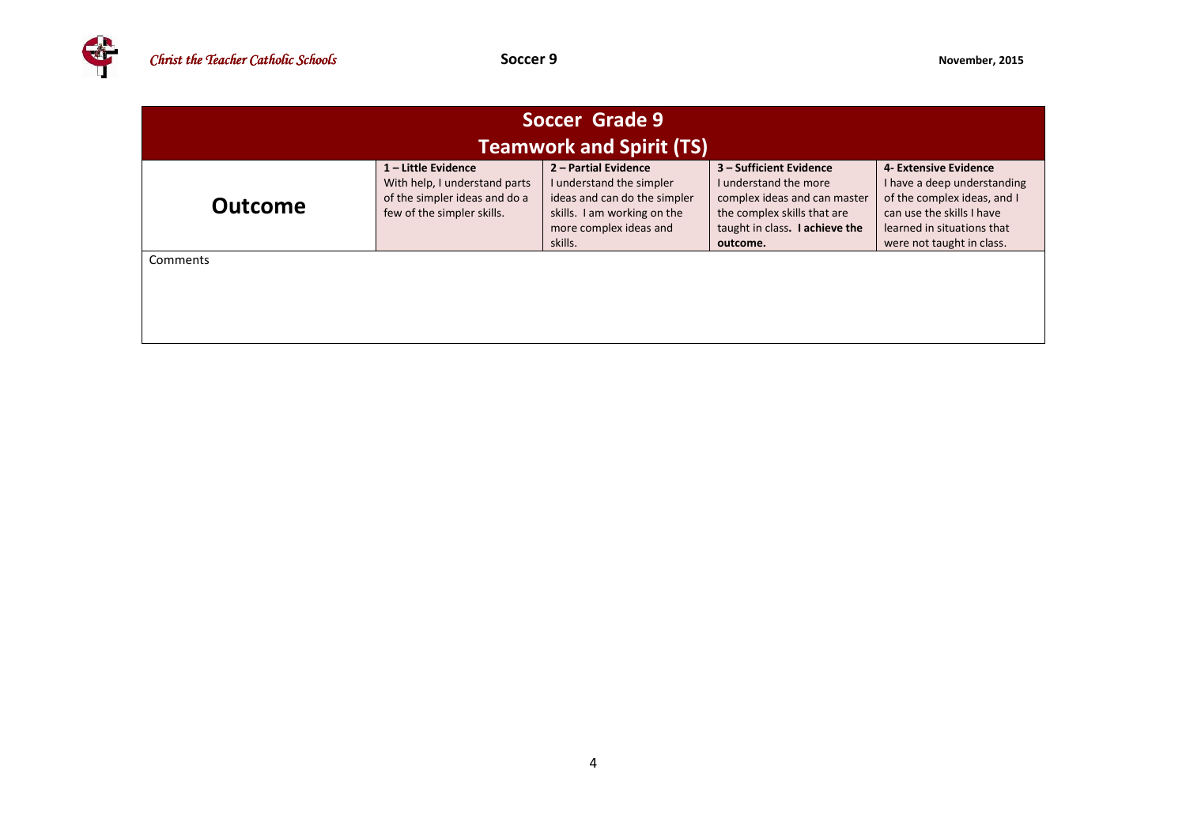| Soccer Grade 9<br>Teamwork and Spirit (TS) | | | | |
|---|---|---|---|---|
| **Outcome** | **1 – Little Evidence**<br>With help, I understand parts of the simpler ideas and do a few of the simpler skills. | **2 – Partial Evidence**<br>I understand the simpler ideas and can do the simpler skills. I am working on the more complex ideas and skills. | **3 – Sufficient Evidence**<br>I understand the more complex ideas and can master the complex skills that are taught in class. **I achieve the outcome.** | **4- Extensive Evidence**<br>I have a deep understanding of the complex ideas, and I can use the skills I have learned in situations that were not taught in class. |
| Comments | | | | |